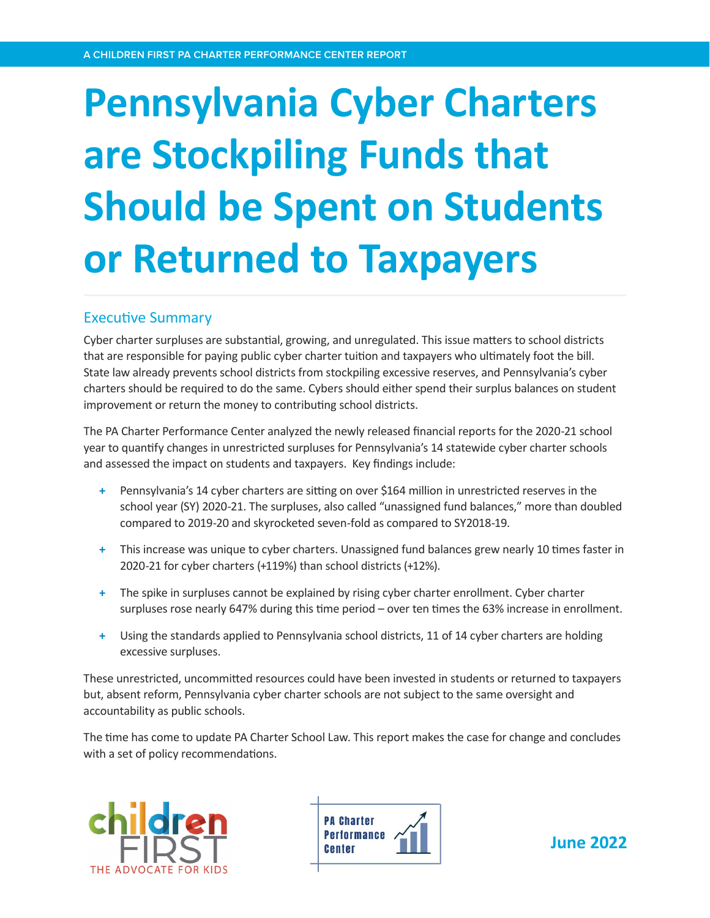A CHILDREN FIRST PA CHARTER PERFORMANCE CENTER REPORT

# Pennsylvania Cyber Charters are Stockpiling Funds that Should be Spent on Students or Returned to Taxpayers

## Executive Summary

Cyber charter surpluses are substantial, growing, and unregulated. This issue matters to school districts that are responsible for paying public cyber charter tuition and taxpayers who ultimately foot the bill. State law already prevents school districts from stockpiling excessive reserves, and Pennsylvania's cyber charters should be required to do the same. Cybers should either spend their surplus balances on student improvement or return the money to contributing school districts.

The PA Charter Performance Center analyzed the newly released financial reports for the 2020-21 school year to quantify changes in unrestricted surpluses for Pennsylvania's 14 statewide cyber charter schools and assessed the impact on students and taxpayers. Key findings include:

+ Pennsylvania's 14 cyber charters are sitting on over $164 million in unrestricted reserves in the school year (SY) 2020-21. The surpluses, also called "unassigned fund balances," more than doubled compared to 2019-20 and skyrocketed seven-fold as compared to SY2018-19.
+ This increase was unique to cyber charters. Unassigned fund balances grew nearly 10 times faster in 2020-21 for cyber charters (+119%) than school districts (+12%).
+ The spike in surpluses cannot be explained by rising cyber charter enrollment. Cyber charter surpluses rose nearly 647% during this time period – over ten times the 63% increase in enrollment.
+ Using the standards applied to Pennsylvania school districts, 11 of 14 cyber charters are holding excessive surpluses.

These unrestricted, uncommitted resources could have been invested in students or returned to taxpayers but, absent reform, Pennsylvania cyber charter schools are not subject to the same oversight and accountability as public schools.

The time has come to update PA Charter School Law. This report makes the case for change and concludes with a set of policy recommendations.

children FIRST — THE ADVOCATE FOR KIDS

PA Charter Performance Center

June 2022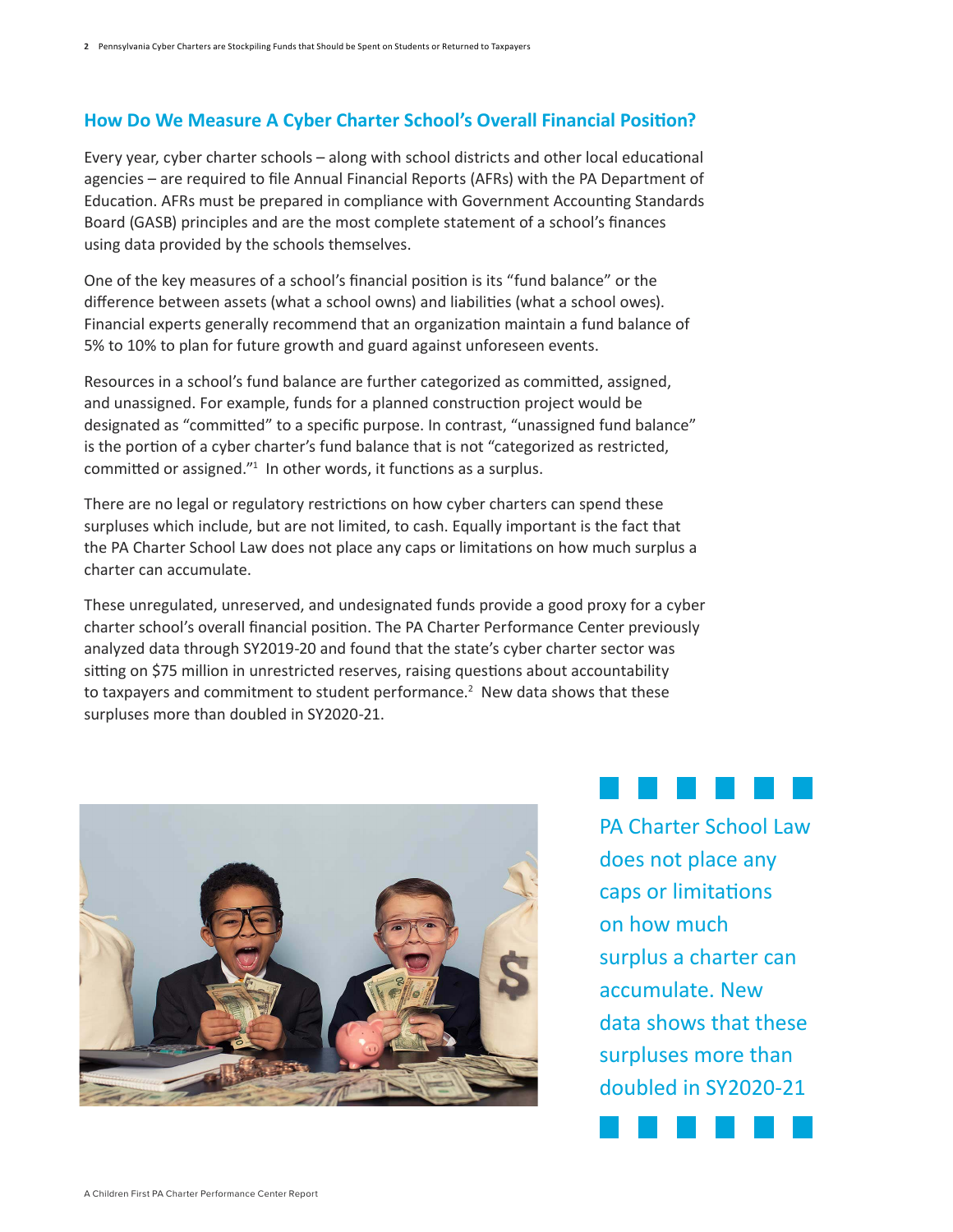## How Do We Measure A Cyber Charter School's Overall Financial Position?

Every year, cyber charter schools – along with school districts and other local educational agencies – are required to file Annual Financial Reports (AFRs) with the PA Department of Education. AFRs must be prepared in compliance with Government Accounting Standards Board (GASB) principles and are the most complete statement of a school's finances using data provided by the schools themselves.

One of the key measures of a school's financial position is its "fund balance" or the difference between assets (what a school owns) and liabilities (what a school owes). Financial experts generally recommend that an organization maintain a fund balance of 5% to 10% to plan for future growth and guard against unforeseen events.

Resources in a school's fund balance are further categorized as committed, assigned, and unassigned. For example, funds for a planned construction project would be designated as "committed" to a specific purpose. In contrast, "unassigned fund balance" is the portion of a cyber charter's fund balance that is not "categorized as restricted, committed or assigned."[1] In other words, it functions as a surplus.

There are no legal or regulatory restrictions on how cyber charters can spend these surpluses which include, but are not limited, to cash. Equally important is the fact that the PA Charter School Law does not place any caps or limitations on how much surplus a charter can accumulate.

These unregulated, unreserved, and undesignated funds provide a good proxy for a cyber charter school's overall financial position. The PA Charter Performance Center previously analyzed data through SY2019-20 and found that the state's cyber charter sector was sitting on $75 million in unrestricted reserves, raising questions about accountability to taxpayers and commitment to student performance.[2] New data shows that these surpluses more than doubled in SY2020-21.

PA Charter School Law does not place any caps or limitations on how much surplus a charter can accumulate. New data shows that these surpluses more than doubled in SY2020-21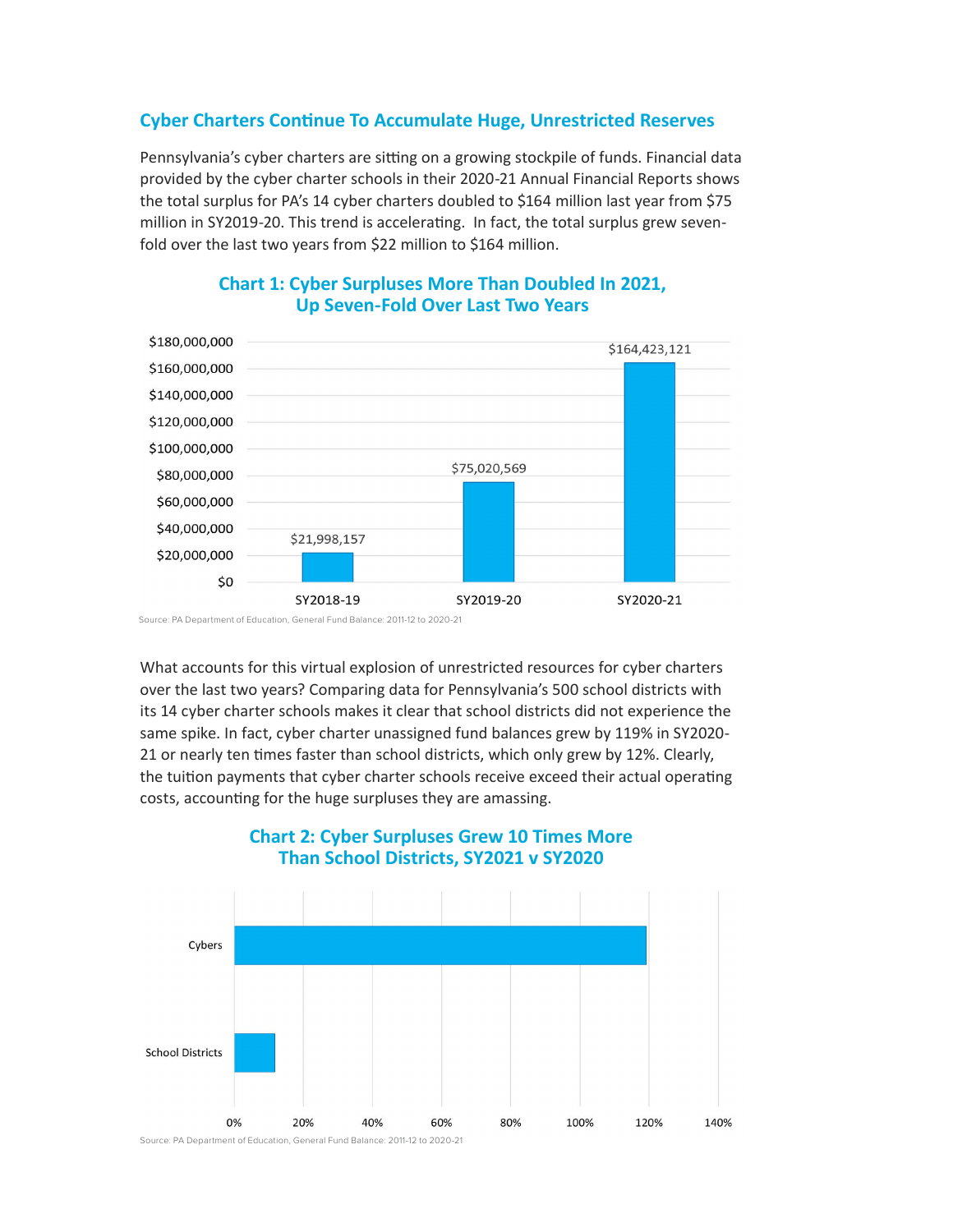## Cyber Charters Continue To Accumulate Huge, Unrestricted Reserves

Pennsylvania's cyber charters are sitting on a growing stockpile of funds. Financial data provided by the cyber charter schools in their 2020-21 Annual Financial Reports shows the total surplus for PA's 14 cyber charters doubled to $164 million last year from $75 million in SY2019-20. This trend is accelerating. In fact, the total surplus grew seven-fold over the last two years from $22 million to $164 million.

### Chart 1: Cyber Surpluses More Than Doubled In 2021, Up Seven-Fold Over Last Two Years

| School Year | Surplus |
|---|---|
| SY2018-19 | $21,998,157 |
| SY2019-20 | $75,020,569 |
| SY2020-21 | $164,423,121 |

Source: PA Department of Education, General Fund Balance: 2011-12 to 2020-21

What accounts for this virtual explosion of unrestricted resources for cyber charters over the last two years? Comparing data for Pennsylvania's 500 school districts with its 14 cyber charter schools makes it clear that school districts did not experience the same spike. In fact, cyber charter unassigned fund balances grew by 119% in SY2020-21 or nearly ten times faster than school districts, which only grew by 12%. Clearly, the tuition payments that cyber charter schools receive exceed their actual operating costs, accounting for the huge surpluses they are amassing.

### Chart 2: Cyber Surpluses Grew 10 Times More Than School Districts, SY2021 v SY2020

| | Growth |
|---|---|
| Cybers | 119% |
| School Districts | 12% |

Source: PA Department of Education, General Fund Balance: 2011-12 to 2020-21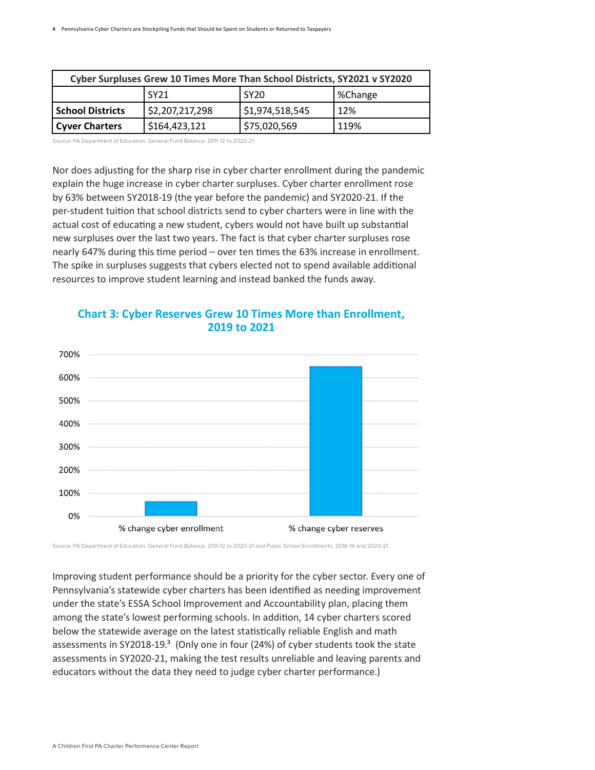| Cyber Surpluses Grew 10 Times More Than School Districts, SY2021 v SY2020 | | | |
|---|---|---|---|
| | SY21 | SY20 | %Change |
| **School Districts** | $2,207,217,298 | $1,974,518,545 | 12% |
| **Cyver Charters** | $164,423,121 | $75,020,569 | 119% |

Source: PA Department of Education, General Fund Balance: 2011-12 to 2020-21

Nor does adjusting for the sharp rise in cyber charter enrollment during the pandemic explain the huge increase in cyber charter surpluses. Cyber charter enrollment rose by 63% between SY2018-19 (the year before the pandemic) and SY2020-21. If the per-student tuition that school districts send to cyber charters were in line with the actual cost of educating a new student, cybers would not have built up substantial new surpluses over the last two years. The fact is that cyber charter surpluses rose nearly 647% during this time period – over ten times the 63% increase in enrollment. The spike in surpluses suggests that cybers elected not to spend available additional resources to improve student learning and instead banked the funds away.

## Chart 3: Cyber Reserves Grew 10 Times More than Enrollment, 2019 to 2021

| | % change cyber enrollment | % change cyber reserves |
|---|---|---|
| Value (approx.) | 63% | 647% |

Source: PA Department of Education, General Fund Balance: 2011-12 to 2020-21 and Public School Enrollments, 2018-19 and 2020-21

Improving student performance should be a priority for the cyber sector. Every one of Pennsylvania's statewide cyber charters has been identified as needing improvement under the state's ESSA School Improvement and Accountability plan, placing them among the state's lowest performing schools. In addition, 14 cyber charters scored below the statewide average on the latest statistically reliable English and math assessments in SY2018-19.[3] (Only one in four (24%) of cyber students took the state assessments in SY2020-21, making the test results unreliable and leaving parents and educators without the data they need to judge cyber charter performance.)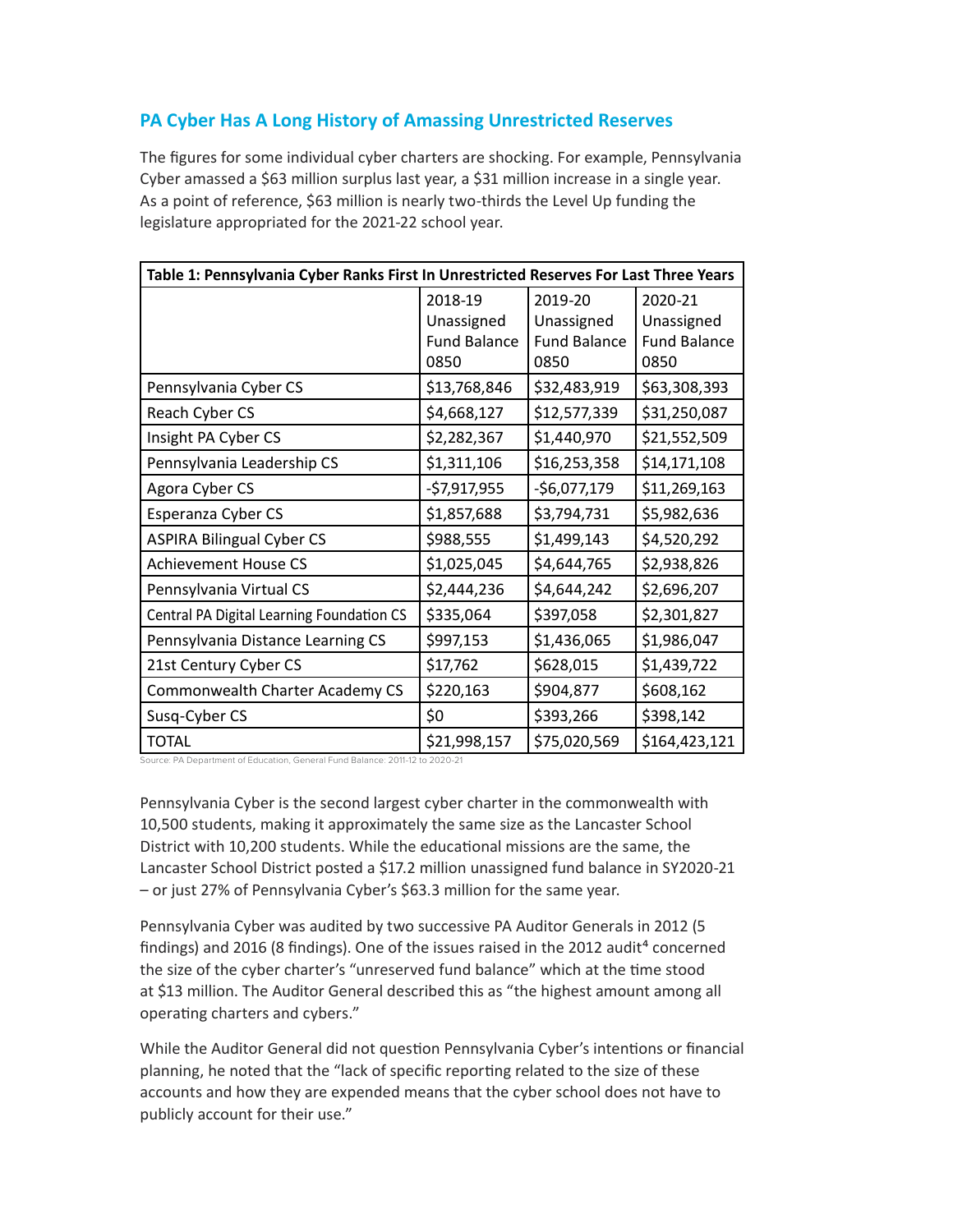## PA Cyber Has A Long History of Amassing Unrestricted Reserves

The figures for some individual cyber charters are shocking. For example, Pennsylvania Cyber amassed a $63 million surplus last year, a $31 million increase in a single year. As a point of reference, $63 million is nearly two-thirds the Level Up funding the legislature appropriated for the 2021-22 school year.

| Table 1: Pennsylvania Cyber Ranks First In Unrestricted Reserves For Last Three Years | | | |
|---|---|---|---|
| | 2018-19 Unassigned Fund Balance 0850 | 2019-20 Unassigned Fund Balance 0850 | 2020-21 Unassigned Fund Balance 0850 |
| Pennsylvania Cyber CS | $13,768,846 | $32,483,919 | $63,308,393 |
| Reach Cyber CS | $4,668,127 | $12,577,339 | $31,250,087 |
| Insight PA Cyber CS | $2,282,367 | $1,440,970 | $21,552,509 |
| Pennsylvania Leadership CS | $1,311,106 | $16,253,358 | $14,171,108 |
| Agora Cyber CS | -$7,917,955 | -$6,077,179 | $11,269,163 |
| Esperanza Cyber CS | $1,857,688 | $3,794,731 | $5,982,636 |
| ASPIRA Bilingual Cyber CS | $988,555 | $1,499,143 | $4,520,292 |
| Achievement House CS | $1,025,045 | $4,644,765 | $2,938,826 |
| Pennsylvania Virtual CS | $2,444,236 | $4,644,242 | $2,696,207 |
| Central PA Digital Learning Foundation CS | $335,064 | $397,058 | $2,301,827 |
| Pennsylvania Distance Learning CS | $997,153 | $1,436,065 | $1,986,047 |
| 21st Century Cyber CS | $17,762 | $628,015 | $1,439,722 |
| Commonwealth Charter Academy CS | $220,163 | $904,877 | $608,162 |
| Susq-Cyber CS | $0 | $393,266 | $398,142 |
| TOTAL | $21,998,157 | $75,020,569 | $164,423,121 |

Source: PA Department of Education, General Fund Balance: 2011-12 to 2020-21

Pennsylvania Cyber is the second largest cyber charter in the commonwealth with 10,500 students, making it approximately the same size as the Lancaster School District with 10,200 students. While the educational missions are the same, the Lancaster School District posted a $17.2 million unassigned fund balance in SY2020-21 – or just 27% of Pennsylvania Cyber's $63.3 million for the same year.

Pennsylvania Cyber was audited by two successive PA Auditor Generals in 2012 (5 findings) and 2016 (8 findings). One of the issues raised in the 2012 audit[4] concerned the size of the cyber charter's "unreserved fund balance" which at the time stood at $13 million. The Auditor General described this as "the highest amount among all operating charters and cybers."

While the Auditor General did not question Pennsylvania Cyber's intentions or financial planning, he noted that the "lack of specific reporting related to the size of these accounts and how they are expended means that the cyber school does not have to publicly account for their use."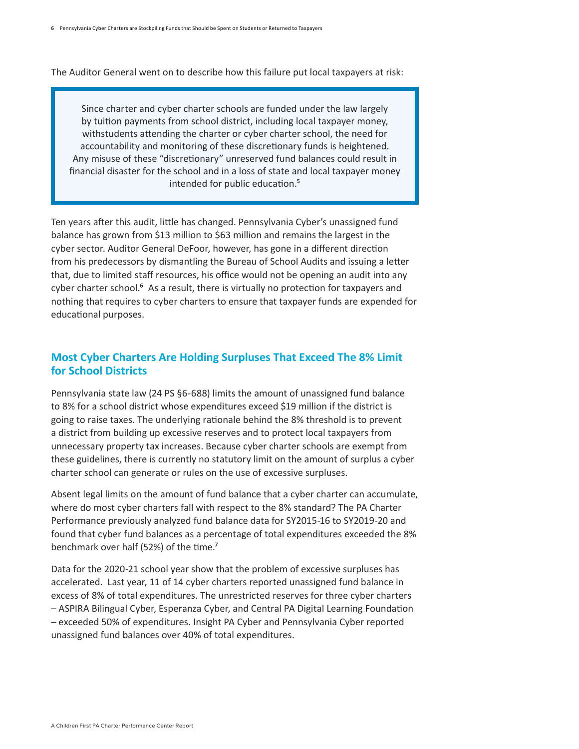The Auditor General went on to describe how this failure put local taxpayers at risk:

> Since charter and cyber charter schools are funded under the law largely by tuition payments from school district, including local taxpayer money, withstudents attending the charter or cyber charter school, the need for accountability and monitoring of these discretionary funds is heightened. Any misuse of these "discretionary" unreserved fund balances could result in financial disaster for the school and in a loss of state and local taxpayer money intended for public education.[5]

Ten years after this audit, little has changed. Pennsylvania Cyber's unassigned fund balance has grown from \$13 million to \$63 million and remains the largest in the cyber sector. Auditor General DeFoor, however, has gone in a different direction from his predecessors by dismantling the Bureau of School Audits and issuing a letter that, due to limited staff resources, his office would not be opening an audit into any cyber charter school.[6] As a result, there is virtually no protection for taxpayers and nothing that requires to cyber charters to ensure that taxpayer funds are expended for educational purposes.

## Most Cyber Charters Are Holding Surpluses That Exceed The 8% Limit for School Districts

Pennsylvania state law (24 PS §6-688) limits the amount of unassigned fund balance to 8% for a school district whose expenditures exceed \$19 million if the district is going to raise taxes. The underlying rationale behind the 8% threshold is to prevent a district from building up excessive reserves and to protect local taxpayers from unnecessary property tax increases. Because cyber charter schools are exempt from these guidelines, there is currently no statutory limit on the amount of surplus a cyber charter school can generate or rules on the use of excessive surpluses.

Absent legal limits on the amount of fund balance that a cyber charter can accumulate, where do most cyber charters fall with respect to the 8% standard? The PA Charter Performance previously analyzed fund balance data for SY2015-16 to SY2019-20 and found that cyber fund balances as a percentage of total expenditures exceeded the 8% benchmark over half (52%) of the time.[7]

Data for the 2020-21 school year show that the problem of excessive surpluses has accelerated. Last year, 11 of 14 cyber charters reported unassigned fund balance in excess of 8% of total expenditures. The unrestricted reserves for three cyber charters – ASPIRA Bilingual Cyber, Esperanza Cyber, and Central PA Digital Learning Foundation – exceeded 50% of expenditures. Insight PA Cyber and Pennsylvania Cyber reported unassigned fund balances over 40% of total expenditures.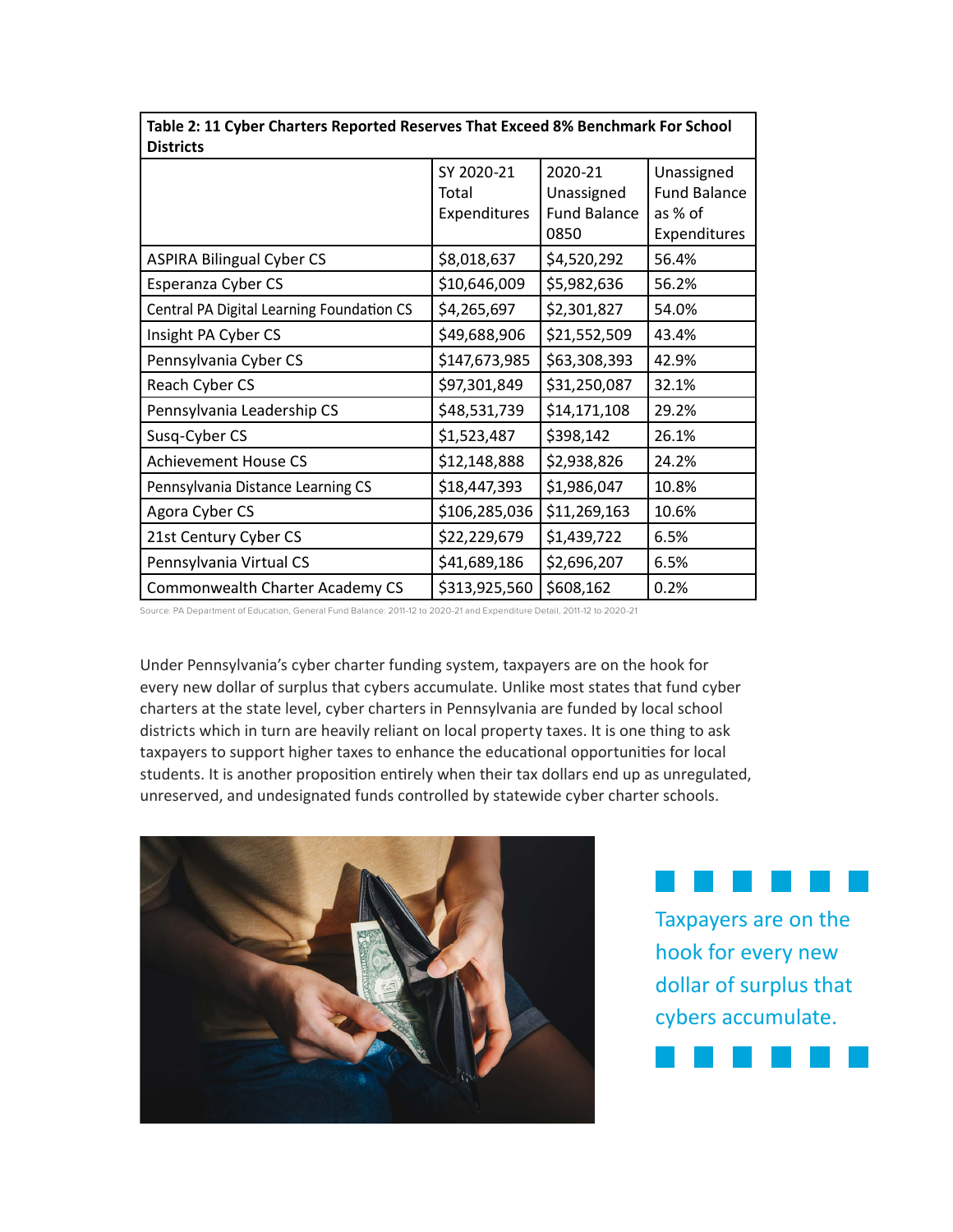**Table 2: 11 Cyber Charters Reported Reserves That Exceed 8% Benchmark For School Districts**

| | SY 2020-21 Total Expenditures | 2020-21 Unassigned Fund Balance 0850 | Unassigned Fund Balance as % of Expenditures |
|---|---|---|---|
| ASPIRA Bilingual Cyber CS | $8,018,637 | $4,520,292 | 56.4% |
| Esperanza Cyber CS | $10,646,009 | $5,982,636 | 56.2% |
| Central PA Digital Learning Foundation CS | $4,265,697 | $2,301,827 | 54.0% |
| Insight PA Cyber CS | $49,688,906 | $21,552,509 | 43.4% |
| Pennsylvania Cyber CS | $147,673,985 | $63,308,393 | 42.9% |
| Reach Cyber CS | $97,301,849 | $31,250,087 | 32.1% |
| Pennsylvania Leadership CS | $48,531,739 | $14,171,108 | 29.2% |
| Susq-Cyber CS | $1,523,487 | $398,142 | 26.1% |
| Achievement House CS | $12,148,888 | $2,938,826 | 24.2% |
| Pennsylvania Distance Learning CS | $18,447,393 | $1,986,047 | 10.8% |
| Agora Cyber CS | $106,285,036 | $11,269,163 | 10.6% |
| 21st Century Cyber CS | $22,229,679 | $1,439,722 | 6.5% |
| Pennsylvania Virtual CS | $41,689,186 | $2,696,207 | 6.5% |
| Commonwealth Charter Academy CS | $313,925,560 | $608,162 | 0.2% |

Source: PA Department of Education, General Fund Balance: 2011-12 to 2020-21 and Expenditure Detail, 2011-12 to 2020-21

Under Pennsylvania's cyber charter funding system, taxpayers are on the hook for every new dollar of surplus that cybers accumulate. Unlike most states that fund cyber charters at the state level, cyber charters in Pennsylvania are funded by local school districts which in turn are heavily reliant on local property taxes. It is one thing to ask taxpayers to support higher taxes to enhance the educational opportunities for local students. It is another proposition entirely when their tax dollars end up as unregulated, unreserved, and undesignated funds controlled by statewide cyber charter schools.

Taxpayers are on the hook for every new dollar of surplus that cybers accumulate.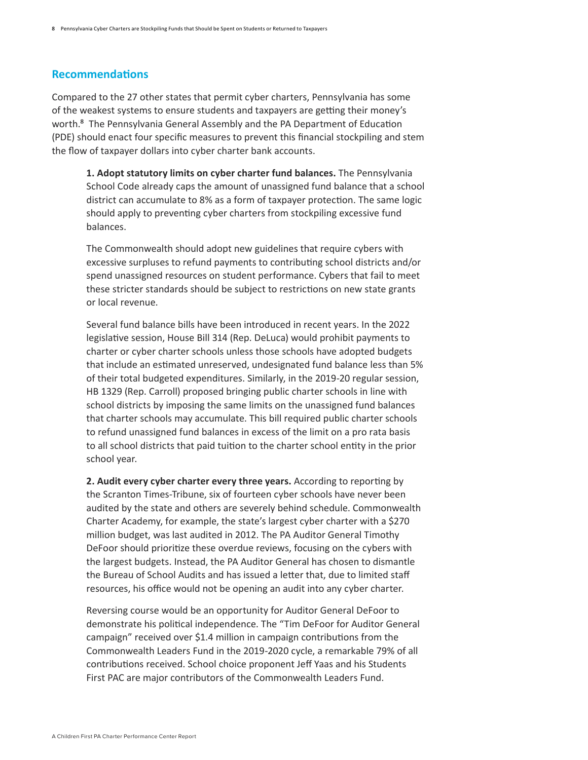## Recommendations

Compared to the 27 other states that permit cyber charters, Pennsylvania has some of the weakest systems to ensure students and taxpayers are getting their money's worth.[8] The Pennsylvania General Assembly and the PA Department of Education (PDE) should enact four specific measures to prevent this financial stockpiling and stem the flow of taxpayer dollars into cyber charter bank accounts.

**1. Adopt statutory limits on cyber charter fund balances.** The Pennsylvania School Code already caps the amount of unassigned fund balance that a school district can accumulate to 8% as a form of taxpayer protection. The same logic should apply to preventing cyber charters from stockpiling excessive fund balances.

The Commonwealth should adopt new guidelines that require cybers with excessive surpluses to refund payments to contributing school districts and/or spend unassigned resources on student performance. Cybers that fail to meet these stricter standards should be subject to restrictions on new state grants or local revenue.

Several fund balance bills have been introduced in recent years. In the 2022 legislative session, House Bill 314 (Rep. DeLuca) would prohibit payments to charter or cyber charter schools unless those schools have adopted budgets that include an estimated unreserved, undesignated fund balance less than 5% of their total budgeted expenditures. Similarly, in the 2019-20 regular session, HB 1329 (Rep. Carroll) proposed bringing public charter schools in line with school districts by imposing the same limits on the unassigned fund balances that charter schools may accumulate. This bill required public charter schools to refund unassigned fund balances in excess of the limit on a pro rata basis to all school districts that paid tuition to the charter school entity in the prior school year.

**2. Audit every cyber charter every three years.** According to reporting by the Scranton Times-Tribune, six of fourteen cyber schools have never been audited by the state and others are severely behind schedule. Commonwealth Charter Academy, for example, the state's largest cyber charter with a $270 million budget, was last audited in 2012. The PA Auditor General Timothy DeFoor should prioritize these overdue reviews, focusing on the cybers with the largest budgets. Instead, the PA Auditor General has chosen to dismantle the Bureau of School Audits and has issued a letter that, due to limited staff resources, his office would not be opening an audit into any cyber charter.

Reversing course would be an opportunity for Auditor General DeFoor to demonstrate his political independence. The "Tim DeFoor for Auditor General campaign" received over $1.4 million in campaign contributions from the Commonwealth Leaders Fund in the 2019-2020 cycle, a remarkable 79% of all contributions received. School choice proponent Jeff Yaas and his Students First PAC are major contributors of the Commonwealth Leaders Fund.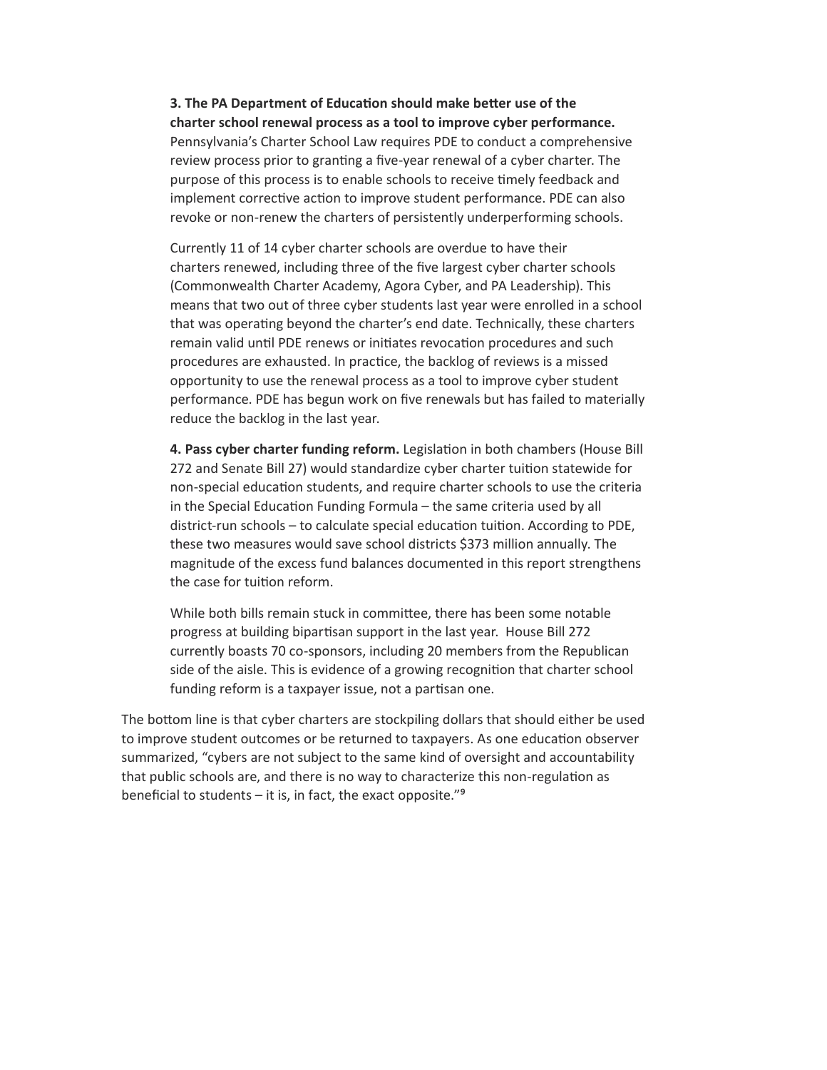**3. The PA Department of Education should make better use of the charter school renewal process as a tool to improve cyber performance.** Pennsylvania's Charter School Law requires PDE to conduct a comprehensive review process prior to granting a five-year renewal of a cyber charter. The purpose of this process is to enable schools to receive timely feedback and implement corrective action to improve student performance. PDE can also revoke or non-renew the charters of persistently underperforming schools.

Currently 11 of 14 cyber charter schools are overdue to have their charters renewed, including three of the five largest cyber charter schools (Commonwealth Charter Academy, Agora Cyber, and PA Leadership). This means that two out of three cyber students last year were enrolled in a school that was operating beyond the charter's end date. Technically, these charters remain valid until PDE renews or initiates revocation procedures and such procedures are exhausted. In practice, the backlog of reviews is a missed opportunity to use the renewal process as a tool to improve cyber student performance. PDE has begun work on five renewals but has failed to materially reduce the backlog in the last year.

**4. Pass cyber charter funding reform.** Legislation in both chambers (House Bill 272 and Senate Bill 27) would standardize cyber charter tuition statewide for non-special education students, and require charter schools to use the criteria in the Special Education Funding Formula – the same criteria used by all district-run schools – to calculate special education tuition. According to PDE, these two measures would save school districts $373 million annually. The magnitude of the excess fund balances documented in this report strengthens the case for tuition reform.

While both bills remain stuck in committee, there has been some notable progress at building bipartisan support in the last year. House Bill 272 currently boasts 70 co-sponsors, including 20 members from the Republican side of the aisle. This is evidence of a growing recognition that charter school funding reform is a taxpayer issue, not a partisan one.

The bottom line is that cyber charters are stockpiling dollars that should either be used to improve student outcomes or be returned to taxpayers. As one education observer summarized, "cybers are not subject to the same kind of oversight and accountability that public schools are, and there is no way to characterize this non-regulation as beneficial to students – it is, in fact, the exact opposite."[9]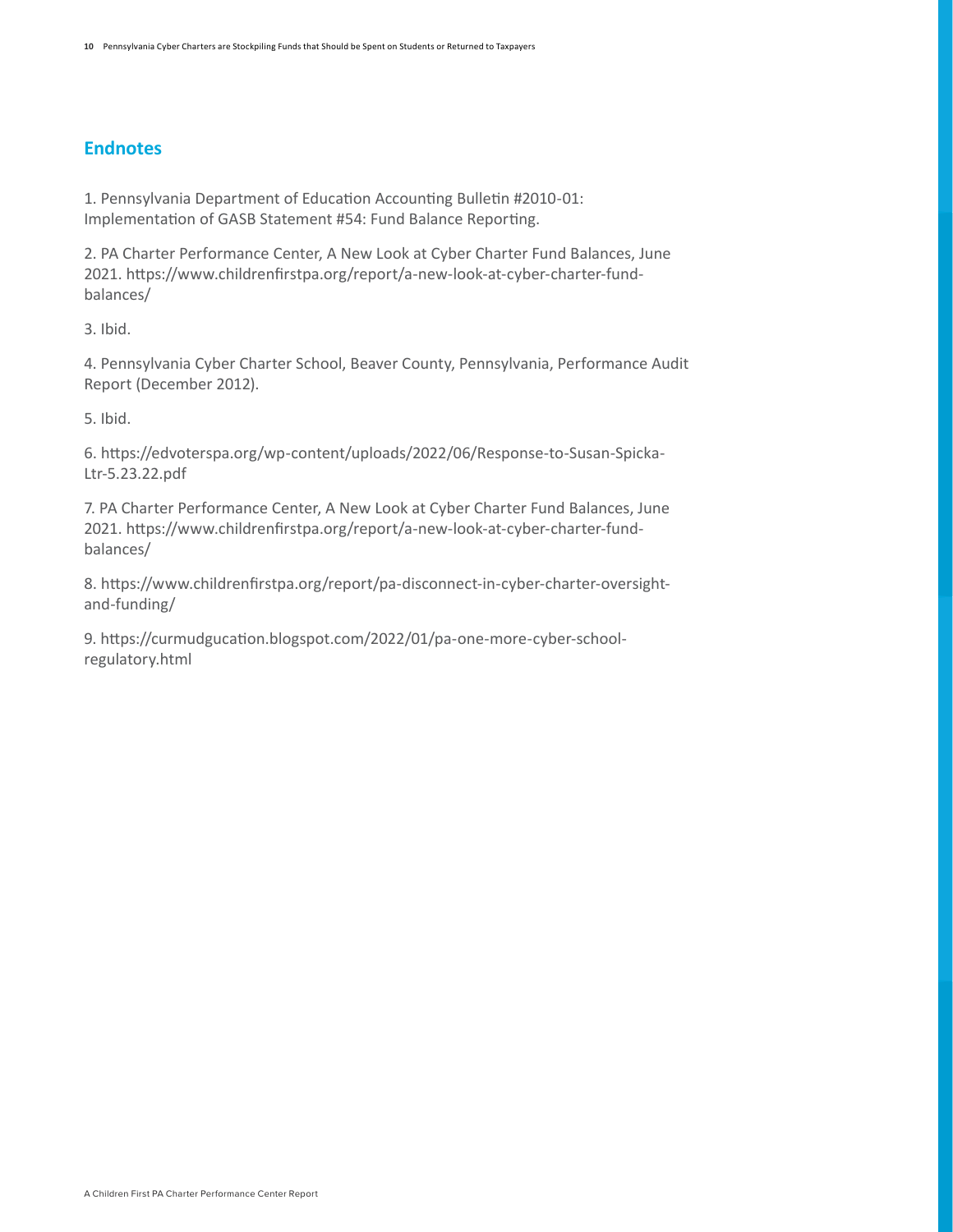## Endnotes

1. Pennsylvania Department of Education Accounting Bulletin #2010-01: Implementation of GASB Statement #54: Fund Balance Reporting.

2. PA Charter Performance Center, A New Look at Cyber Charter Fund Balances, June 2021. https://www.childrenfirstpa.org/report/a-new-look-at-cyber-charter-fund-balances/

3. Ibid.

4. Pennsylvania Cyber Charter School, Beaver County, Pennsylvania, Performance Audit Report (December 2012).

5. Ibid.

6. https://edvoterspa.org/wp-content/uploads/2022/06/Response-to-Susan-Spicka-Ltr-5.23.22.pdf

7. PA Charter Performance Center, A New Look at Cyber Charter Fund Balances, June 2021. https://www.childrenfirstpa.org/report/a-new-look-at-cyber-charter-fund-balances/

8. https://www.childrenfirstpa.org/report/pa-disconnect-in-cyber-charter-oversight-and-funding/

9. https://curmudgucation.blogspot.com/2022/01/pa-one-more-cyber-school-regulatory.html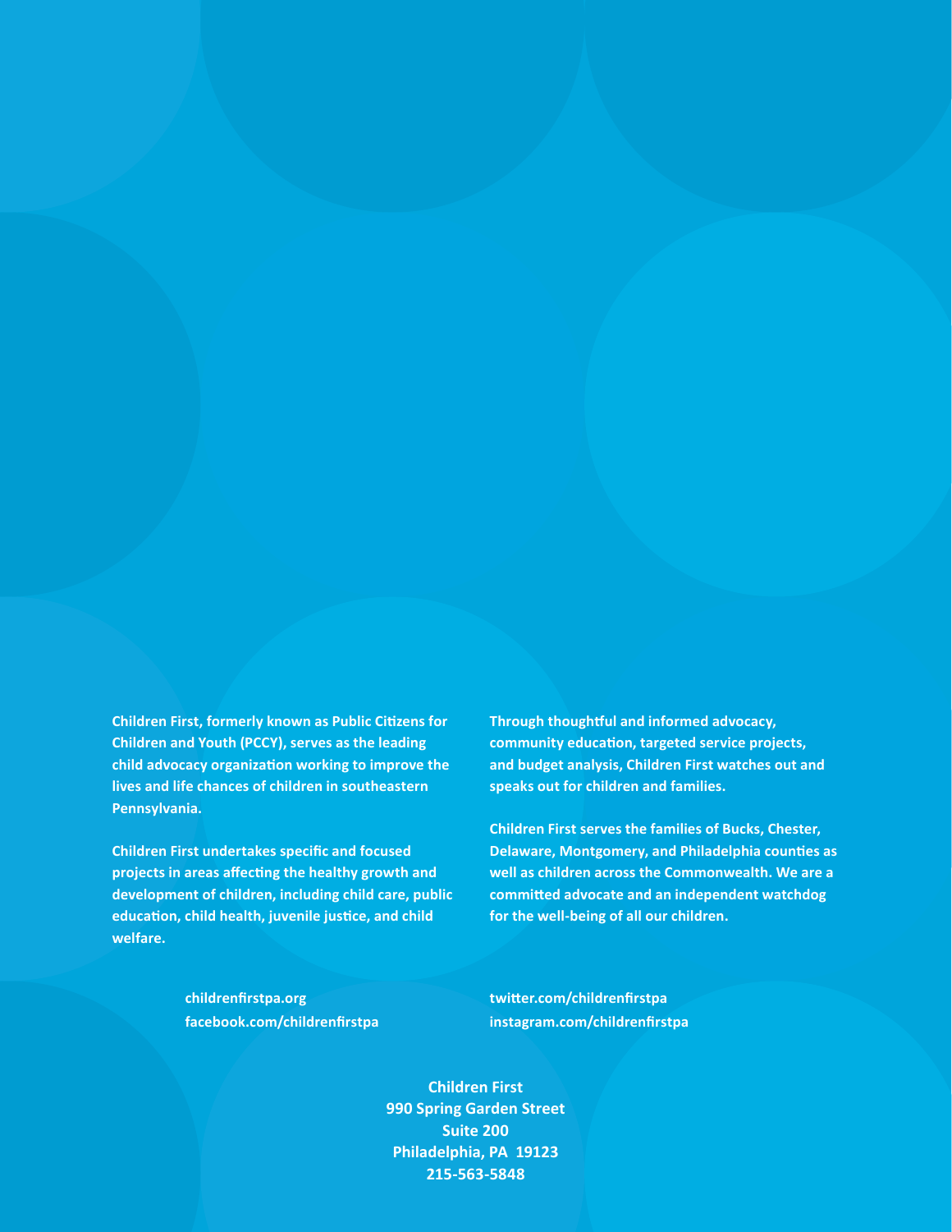**Children First, formerly known as Public Citizens for Children and Youth (PCCY), serves as the leading child advocacy organization working to improve the lives and life chances of children in southeastern Pennsylvania.**

**Children First undertakes specific and focused projects in areas affecting the healthy growth and development of children, including child care, public education, child health, juvenile justice, and child welfare.**

**Through thoughtful and informed advocacy, community education, targeted service projects, and budget analysis, Children First watches out and speaks out for children and families.**

**Children First serves the families of Bucks, Chester, Delaware, Montgomery, and Philadelphia counties as well as children across the Commonwealth. We are a committed advocate and an independent watchdog for the well-being of all our children.**

**childrenfirstpa.org**
**facebook.com/childrenfirstpa**

**twitter.com/childrenfirstpa**
**instagram.com/childrenfirstpa**

**Children First**
**990 Spring Garden Street**
**Suite 200**
**Philadelphia, PA 19123**
**215-563-5848**